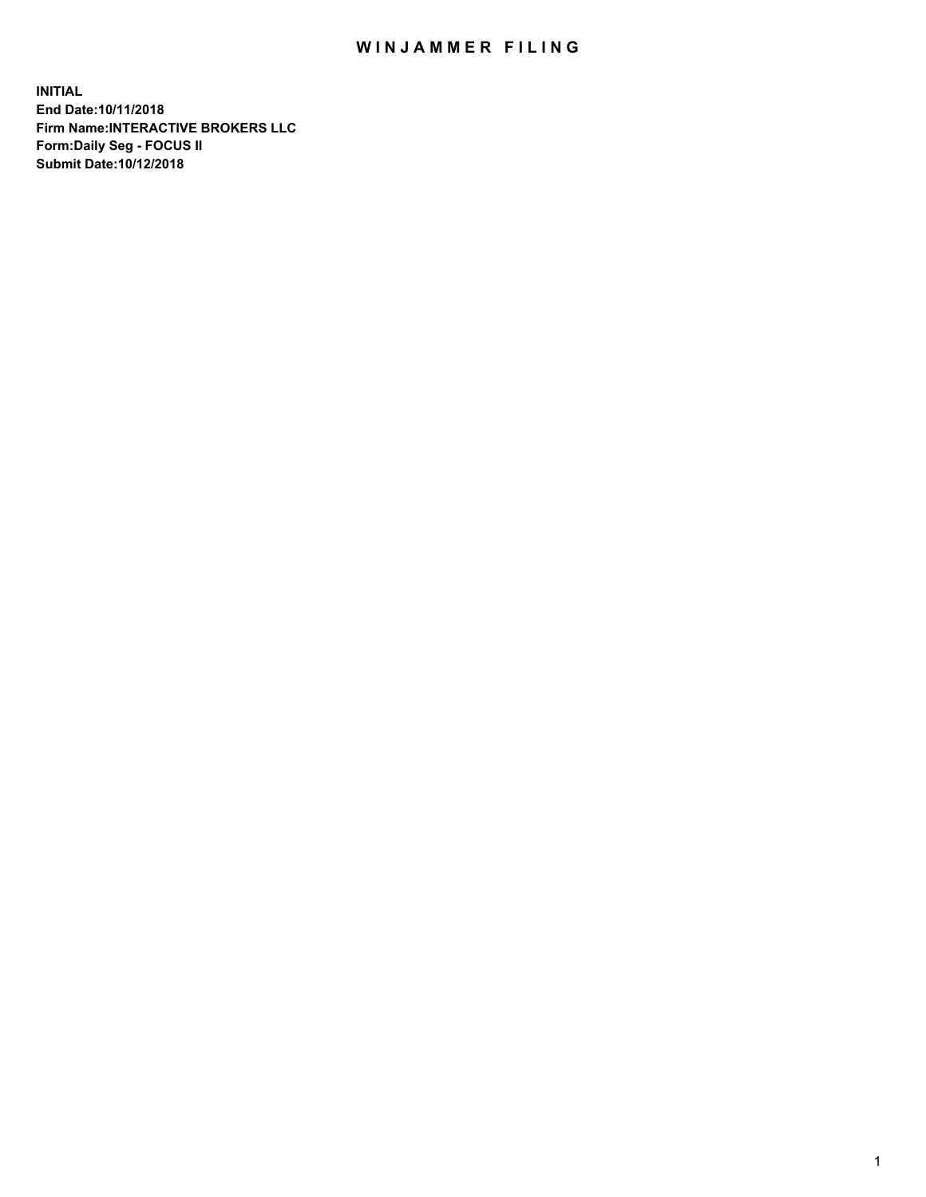# WINJAMMER FILING

**INITIAL**
**End Date:10/11/2018**
**Firm Name:INTERACTIVE BROKERS LLC**
**Form:Daily Seg - FOCUS II**
**Submit Date:10/12/2018**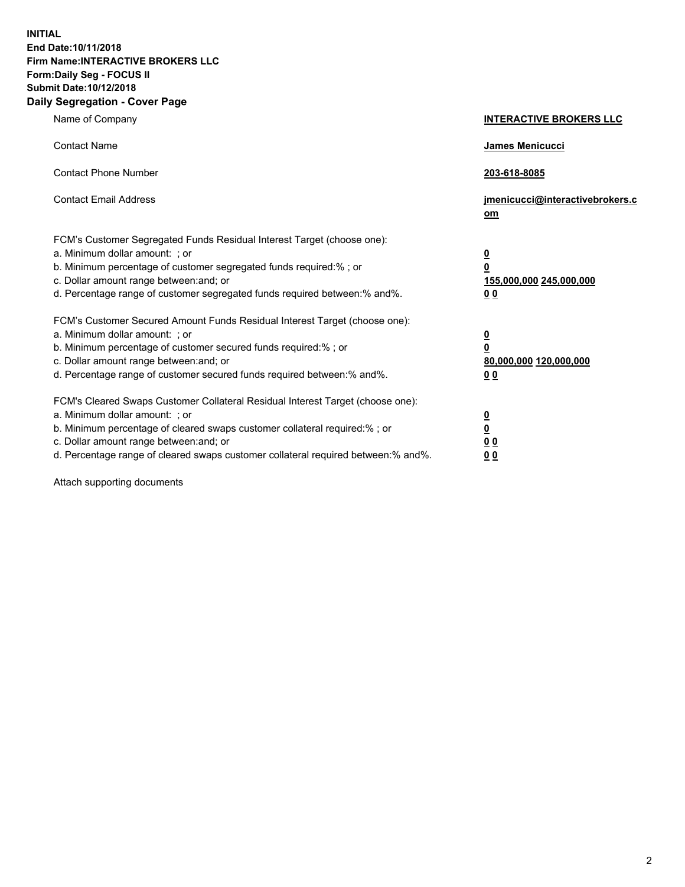**INITIAL**
**End Date:10/11/2018**
**Firm Name:INTERACTIVE BROKERS LLC**
**Form:Daily Seg - FOCUS II**
**Submit Date:10/12/2018**

## Daily Segregation - Cover Page

| | |
|---|---|
| Name of Company | **INTERACTIVE BROKERS LLC** |
| Contact Name | **James Menicucci** |
| Contact Phone Number | **203-618-8085** |
| Contact Email Address | **jmenicucci@interactivebrokers.com** |

FCM's Customer Segregated Funds Residual Interest Target (choose one):

| | |
|---|---|
| a. Minimum dollar amount: ; or | **0** |
| b. Minimum percentage of customer segregated funds required:% ; or | **0** |
| c. Dollar amount range between:and; or | **155,000,000 245,000,000** |
| d. Percentage range of customer segregated funds required between:% and%. | **0 0** |

FCM's Customer Secured Amount Funds Residual Interest Target (choose one):

| | |
|---|---|
| a. Minimum dollar amount: ; or | **0** |
| b. Minimum percentage of customer secured funds required:% ; or | **0** |
| c. Dollar amount range between:and; or | **80,000,000 120,000,000** |
| d. Percentage range of customer secured funds required between:% and%. | **0 0** |

FCM's Cleared Swaps Customer Collateral Residual Interest Target (choose one):

| | |
|---|---|
| a. Minimum dollar amount: ; or | **0** |
| b. Minimum percentage of cleared swaps customer collateral required:% ; or | **0** |
| c. Dollar amount range between:and; or | **0 0** |
| d. Percentage range of cleared swaps customer collateral required between:% and%. | **0 0** |

Attach supporting documents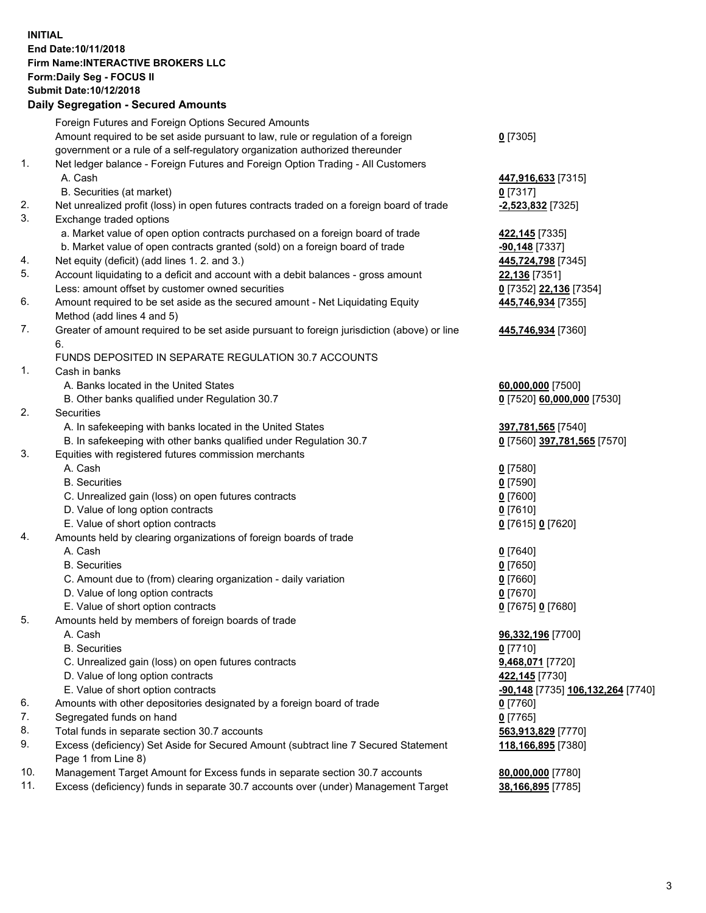**INITIAL**
**End Date:10/11/2018**
**Firm Name:INTERACTIVE BROKERS LLC**
**Form:Daily Seg - FOCUS II**
**Submit Date:10/12/2018**

## Daily Segregation - Secured Amounts

| | | |
|---|---|---|
| | Foreign Futures and Foreign Options Secured Amounts | |
| | Amount required to be set aside pursuant to law, rule or regulation of a foreign government or a rule of a self-regulatory organization authorized thereunder | **0** [7305] |
| 1. | Net ledger balance - Foreign Futures and Foreign Option Trading - All Customers | |
| | A. Cash | **447,916,633** [7315] |
| | B. Securities (at market) | **0** [7317] |
| 2. | Net unrealized profit (loss) in open futures contracts traded on a foreign board of trade | **-2,523,832** [7325] |
| 3. | Exchange traded options | |
| | a. Market value of open option contracts purchased on a foreign board of trade | **422,145** [7335] |
| | b. Market value of open contracts granted (sold) on a foreign board of trade | **-90,148** [7337] |
| 4. | Net equity (deficit) (add lines 1. 2. and 3.) | **445,724,798** [7345] |
| 5. | Account liquidating to a deficit and account with a debit balances - gross amount | **22,136** [7351] |
| | Less: amount offset by customer owned securities | **0** [7352] **22,136** [7354] |
| 6. | Amount required to be set aside as the secured amount - Net Liquidating Equity Method (add lines 4 and 5) | **445,746,934** [7355] |
| 7. | Greater of amount required to be set aside pursuant to foreign jurisdiction (above) or line 6. | **445,746,934** [7360] |
| | FUNDS DEPOSITED IN SEPARATE REGULATION 30.7 ACCOUNTS | |
| 1. | Cash in banks | |
| | A. Banks located in the United States | **60,000,000** [7500] |
| | B. Other banks qualified under Regulation 30.7 | **0** [7520] **60,000,000** [7530] |
| 2. | Securities | |
| | A. In safekeeping with banks located in the United States | **397,781,565** [7540] |
| | B. In safekeeping with other banks qualified under Regulation 30.7 | **0** [7560] **397,781,565** [7570] |
| 3. | Equities with registered futures commission merchants | |
| | A. Cash | **0** [7580] |
| | B. Securities | **0** [7590] |
| | C. Unrealized gain (loss) on open futures contracts | **0** [7600] |
| | D. Value of long option contracts | **0** [7610] |
| | E. Value of short option contracts | **0** [7615] **0** [7620] |
| 4. | Amounts held by clearing organizations of foreign boards of trade | |
| | A. Cash | **0** [7640] |
| | B. Securities | **0** [7650] |
| | C. Amount due to (from) clearing organization - daily variation | **0** [7660] |
| | D. Value of long option contracts | **0** [7670] |
| | E. Value of short option contracts | **0** [7675] **0** [7680] |
| 5. | Amounts held by members of foreign boards of trade | |
| | A. Cash | **96,332,196** [7700] |
| | B. Securities | **0** [7710] |
| | C. Unrealized gain (loss) on open futures contracts | **9,468,071** [7720] |
| | D. Value of long option contracts | **422,145** [7730] |
| | E. Value of short option contracts | **-90,148** [7735] **106,132,264** [7740] |
| 6. | Amounts with other depositories designated by a foreign board of trade | **0** [7760] |
| 7. | Segregated funds on hand | **0** [7765] |
| 8. | Total funds in separate section 30.7 accounts | **563,913,829** [7770] |
| 9. | Excess (deficiency) Set Aside for Secured Amount (subtract line 7 Secured Statement Page 1 from Line 8) | **118,166,895** [7380] |
| 10. | Management Target Amount for Excess funds in separate section 30.7 accounts | **80,000,000** [7780] |
| 11. | Excess (deficiency) funds in separate 30.7 accounts over (under) Management Target | **38,166,895** [7785] |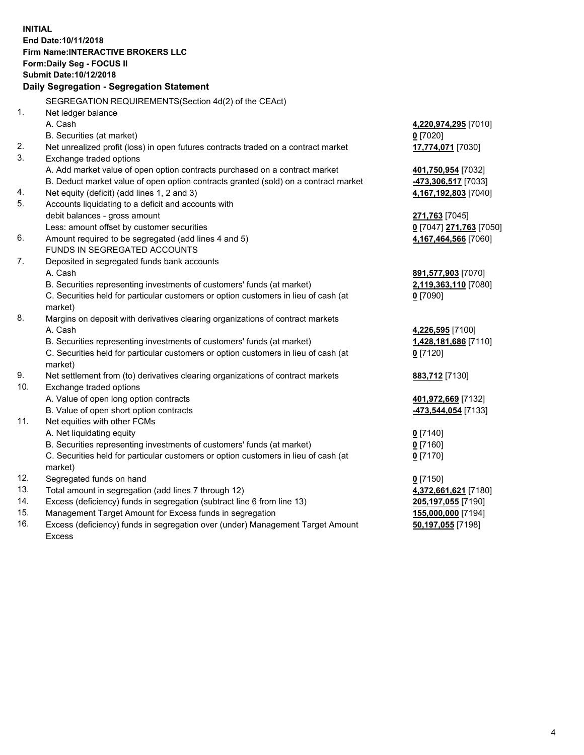**INITIAL**
**End Date:10/11/2018**
**Firm Name:INTERACTIVE BROKERS LLC**
**Form:Daily Seg - FOCUS II**
**Submit Date:10/12/2018**

### Daily Segregation - Segregation Statement

SEGREGATION REQUIREMENTS(Section 4d(2) of the CEAct)

| | | |
|---|---|---|
| 1. | Net ledger balance | |
| | A. Cash | **4,220,974,295** [7010] |
| | B. Securities (at market) | **0** [7020] |
| 2. | Net unrealized profit (loss) in open futures contracts traded on a contract market | **17,774,071** [7030] |
| 3. | Exchange traded options | |
| | A. Add market value of open option contracts purchased on a contract market | **401,750,954** [7032] |
| | B. Deduct market value of open option contracts granted (sold) on a contract market | **-473,306,517** [7033] |
| 4. | Net equity (deficit) (add lines 1, 2 and 3) | **4,167,192,803** [7040] |
| 5. | Accounts liquidating to a deficit and accounts with | |
| | debit balances - gross amount | **271,763** [7045] |
| | Less: amount offset by customer securities | **0** [7047] **271,763** [7050] |
| 6. | Amount required to be segregated (add lines 4 and 5) | **4,167,464,566** [7060] |
| | FUNDS IN SEGREGATED ACCOUNTS | |
| 7. | Deposited in segregated funds bank accounts | |
| | A. Cash | **891,577,903** [7070] |
| | B. Securities representing investments of customers' funds (at market) | **2,119,363,110** [7080] |
| | C. Securities held for particular customers or option customers in lieu of cash (at market) | **0** [7090] |
| 8. | Margins on deposit with derivatives clearing organizations of contract markets | |
| | A. Cash | **4,226,595** [7100] |
| | B. Securities representing investments of customers' funds (at market) | **1,428,181,686** [7110] |
| | C. Securities held for particular customers or option customers in lieu of cash (at market) | **0** [7120] |
| 9. | Net settlement from (to) derivatives clearing organizations of contract markets | **883,712** [7130] |
| 10. | Exchange traded options | |
| | A. Value of open long option contracts | **401,972,669** [7132] |
| | B. Value of open short option contracts | **-473,544,054** [7133] |
| 11. | Net equities with other FCMs | |
| | A. Net liquidating equity | **0** [7140] |
| | B. Securities representing investments of customers' funds (at market) | **0** [7160] |
| | C. Securities held for particular customers or option customers in lieu of cash (at market) | **0** [7170] |
| 12. | Segregated funds on hand | **0** [7150] |
| 13. | Total amount in segregation (add lines 7 through 12) | **4,372,661,621** [7180] |
| 14. | Excess (deficiency) funds in segregation (subtract line 6 from line 13) | **205,197,055** [7190] |
| 15. | Management Target Amount for Excess funds in segregation | **155,000,000** [7194] |
| 16. | Excess (deficiency) funds in segregation over (under) Management Target Amount Excess | **50,197,055** [7198] |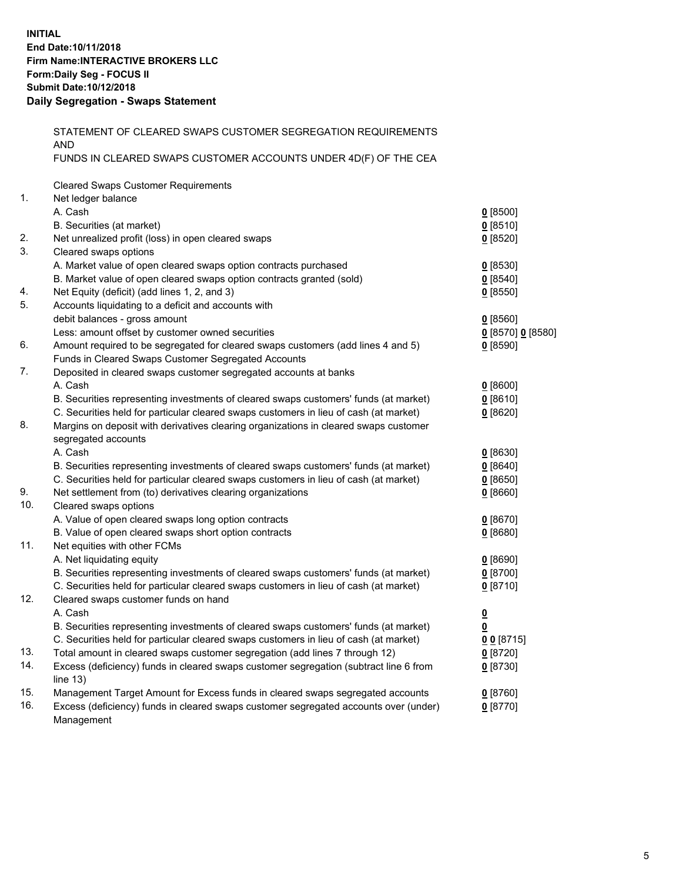**INITIAL**
**End Date:10/11/2018**
**Firm Name:INTERACTIVE BROKERS LLC**
**Form:Daily Seg - FOCUS II**
**Submit Date:10/12/2018**
**Daily Segregation - Swaps Statement**

STATEMENT OF CLEARED SWAPS CUSTOMER SEGREGATION REQUIREMENTS AND FUNDS IN CLEARED SWAPS CUSTOMER ACCOUNTS UNDER 4D(F) OF THE CEA

| | | |
|---|---|---|
| | Cleared Swaps Customer Requirements | |
| 1. | Net ledger balance | |
| | A. Cash | 0 [8500] |
| | B. Securities (at market) | 0 [8510] |
| 2. | Net unrealized profit (loss) in open cleared swaps | 0 [8520] |
| 3. | Cleared swaps options | |
| | A. Market value of open cleared swaps option contracts purchased | 0 [8530] |
| | B. Market value of open cleared swaps option contracts granted (sold) | 0 [8540] |
| 4. | Net Equity (deficit) (add lines 1, 2, and 3) | 0 [8550] |
| 5. | Accounts liquidating to a deficit and accounts with debit balances - gross amount | 0 [8560] |
| | Less: amount offset by customer owned securities | 0 [8570] 0 [8580] |
| 6. | Amount required to be segregated for cleared swaps customers (add lines 4 and 5) | 0 [8590] |
| | Funds in Cleared Swaps Customer Segregated Accounts | |
| 7. | Deposited in cleared swaps customer segregated accounts at banks | |
| | A. Cash | 0 [8600] |
| | B. Securities representing investments of cleared swaps customers' funds (at market) | 0 [8610] |
| | C. Securities held for particular cleared swaps customers in lieu of cash (at market) | 0 [8620] |
| 8. | Margins on deposit with derivatives clearing organizations in cleared swaps customer segregated accounts | |
| | A. Cash | 0 [8630] |
| | B. Securities representing investments of cleared swaps customers' funds (at market) | 0 [8640] |
| | C. Securities held for particular cleared swaps customers in lieu of cash (at market) | 0 [8650] |
| 9. | Net settlement from (to) derivatives clearing organizations | 0 [8660] |
| 10. | Cleared swaps options | |
| | A. Value of open cleared swaps long option contracts | 0 [8670] |
| | B. Value of open cleared swaps short option contracts | 0 [8680] |
| 11. | Net equities with other FCMs | |
| | A. Net liquidating equity | 0 [8690] |
| | B. Securities representing investments of cleared swaps customers' funds (at market) | 0 [8700] |
| | C. Securities held for particular cleared swaps customers in lieu of cash (at market) | 0 [8710] |
| 12. | Cleared swaps customer funds on hand | |
| | A. Cash | 0 |
| | B. Securities representing investments of cleared swaps customers' funds (at market) | 0 |
| | C. Securities held for particular cleared swaps customers in lieu of cash (at market) | 0 0 [8715] |
| 13. | Total amount in cleared swaps customer segregation (add lines 7 through 12) | 0 [8720] |
| 14. | Excess (deficiency) funds in cleared swaps customer segregation (subtract line 6 from line 13) | 0 [8730] |
| 15. | Management Target Amount for Excess funds in cleared swaps segregated accounts | 0 [8760] |
| 16. | Excess (deficiency) funds in cleared swaps customer segregated accounts over (under) Management | 0 [8770] |